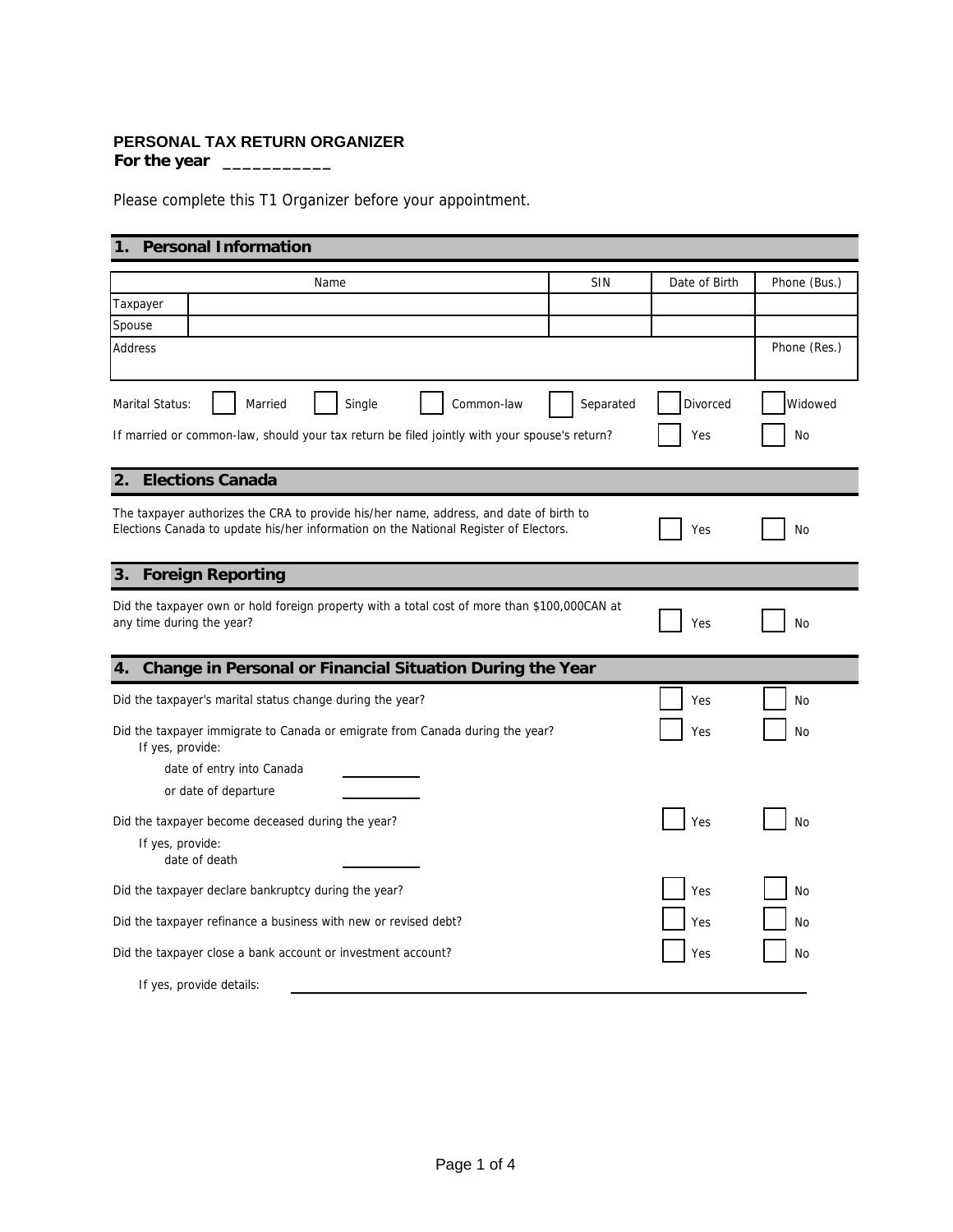# PERSONAL TAX RETURN ORGANIZER

**For the year \_\_\_\_\_\_\_\_\_\_\_**

Please complete this T1 Organizer before your appointment.

## 1. Personal Information

| | Name | SIN | Date of Birth | Phone (Bus.) |
|---|---|---|---|---|
| Taxpayer | | | | |
| Spouse | | | | |
| Address | | | | Phone (Res.) |

Marital Status: ☐ Married ☐ Single ☐ Common-law ☐ Separated ☐ Divorced ☐ Widowed

If married or common-law, should your tax return be filed jointly with your spouse's return? ☐ Yes ☐ No

## 2. Elections Canada

The taxpayer authorizes the CRA to provide his/her name, address, and date of birth to Elections Canada to update his/her information on the National Register of Electors. ☐ Yes ☐ No

## 3. Foreign Reporting

Did the taxpayer own or hold foreign property with a total cost of more than $100,000CAN at any time during the year? ☐ Yes ☐ No

## 4. Change in Personal or Financial Situation During the Year

Did the taxpayer's marital status change during the year? ☐ Yes ☐ No

Did the taxpayer immigrate to Canada or emigrate from Canada during the year? ☐ Yes ☐ No

If yes, provide:

- date of entry into Canada \_\_\_\_\_\_\_\_\_\_
- or date of departure \_\_\_\_\_\_\_\_\_\_

Did the taxpayer become deceased during the year? ☐ Yes ☐ No

If yes, provide:

- date of death \_\_\_\_\_\_\_\_\_\_

Did the taxpayer declare bankruptcy during the year? ☐ Yes ☐ No

Did the taxpayer refinance a business with new or revised debt? ☐ Yes ☐ No

Did the taxpayer close a bank account or investment account? ☐ Yes ☐ No

If yes, provide details: \_\_\_\_\_\_\_\_\_\_\_\_\_\_\_\_\_\_\_\_\_\_\_\_\_\_\_\_\_\_\_\_\_\_\_\_\_\_\_\_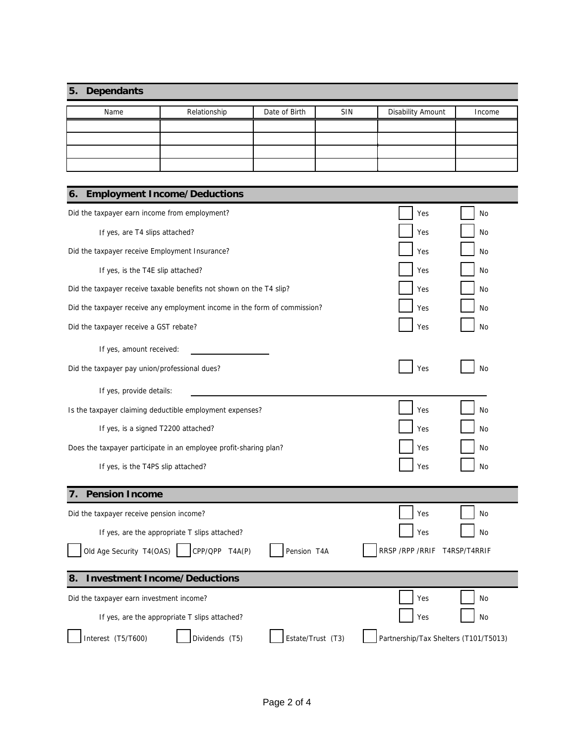## 5. Dependants

| Name | Relationship | Date of Birth | SIN | Disability Amount | Income |
|---|---|---|---|---|---|
| | | | | | |
| | | | | | |
| | | | | | |
| | | | | | |

## 6. Employment Income/Deductions

| | | |
|---|---|---|
| Did the taxpayer earn income from employment? | ☐ Yes | ☐ No |
| If yes, are T4 slips attached? | ☐ Yes | ☐ No |
| Did the taxpayer receive Employment Insurance? | ☐ Yes | ☐ No |
| If yes, is the T4E slip attached? | ☐ Yes | ☐ No |
| Did the taxpayer receive taxable benefits not shown on the T4 slip? | ☐ Yes | ☐ No |
| Did the taxpayer receive any employment income in the form of commission? | ☐ Yes | ☐ No |
| Did the taxpayer receive a GST rebate? | ☐ Yes | ☐ No |
| If yes, amount received: ______________ | | |
| Did the taxpayer pay union/professional dues? | ☐ Yes | ☐ No |
| If yes, provide details: ______________________________ | | |
| Is the taxpayer claiming deductible employment expenses? | ☐ Yes | ☐ No |
| If yes, is a signed T2200 attached? | ☐ Yes | ☐ No |
| Does the taxpayer participate in an employee profit-sharing plan? | ☐ Yes | ☐ No |
| If yes, is the T4PS slip attached? | ☐ Yes | ☐ No |

## 7. Pension Income

| | | |
|---|---|---|
| Did the taxpayer receive pension income? | ☐ Yes | ☐ No |
| If yes, are the appropriate T slips attached? | ☐ Yes | ☐ No |

☐ Old Age Security T4(OAS) ☐ CPP/QPP T4A(P) ☐ Pension T4A ☐ RRSP /RPP /RRIF T4RSP/T4RRIF

## 8. Investment Income/Deductions

| | | |
|---|---|---|
| Did the taxpayer earn investment income? | ☐ Yes | ☐ No |
| If yes, are the appropriate T slips attached? | ☐ Yes | ☐ No |

☐ Interest (T5/T600) ☐ Dividends (T5) ☐ Estate/Trust (T3) ☐ Partnership/Tax Shelters (T101/T5013)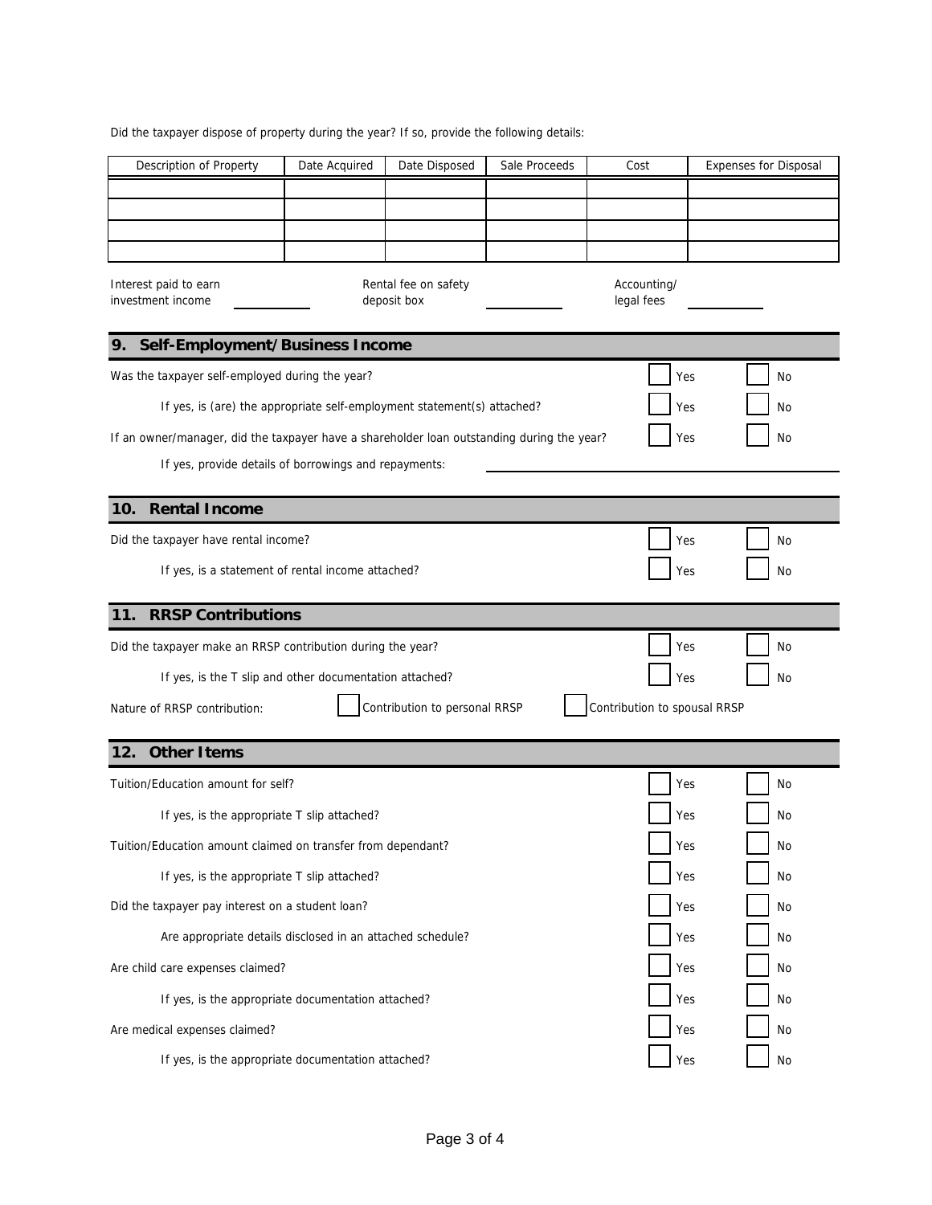Did the taxpayer dispose of property during the year? If so, provide the following details:

| Description of Property | Date Acquired | Date Disposed | Sale Proceeds | Cost | Expenses for Disposal |
|---|---|---|---|---|---|
| | | | | | |
| | | | | | |
| | | | | | |
| | | | | | |

Interest paid to earn investment income ________ Rental fee on safety deposit box ________ Accounting/ legal fees ________

## 9. Self-Employment/Business Income

Was the taxpayer self-employed during the year? ☐ Yes ☐ No

If yes, is (are) the appropriate self-employment statement(s) attached? ☐ Yes ☐ No

If an owner/manager, did the taxpayer have a shareholder loan outstanding during the year? ☐ Yes ☐ No

If yes, provide details of borrowings and repayments: ____________________

## 10. Rental Income

Did the taxpayer have rental income? ☐ Yes ☐ No

If yes, is a statement of rental income attached? ☐ Yes ☐ No

## 11. RRSP Contributions

Did the taxpayer make an RRSP contribution during the year? ☐ Yes ☐ No

If yes, is the T slip and other documentation attached? ☐ Yes ☐ No

Nature of RRSP contribution: ☐ Contribution to personal RRSP ☐ Contribution to spousal RRSP

## 12. Other Items

Tuition/Education amount for self? ☐ Yes ☐ No

If yes, is the appropriate T slip attached? ☐ Yes ☐ No

Tuition/Education amount claimed on transfer from dependant? ☐ Yes ☐ No

If yes, is the appropriate T slip attached? ☐ Yes ☐ No

Did the taxpayer pay interest on a student loan? ☐ Yes ☐ No

Are appropriate details disclosed in an attached schedule? ☐ Yes ☐ No

Are child care expenses claimed? ☐ Yes ☐ No

If yes, is the appropriate documentation attached? ☐ Yes ☐ No

Are medical expenses claimed? ☐ Yes ☐ No

If yes, is the appropriate documentation attached? ☐ Yes ☐ No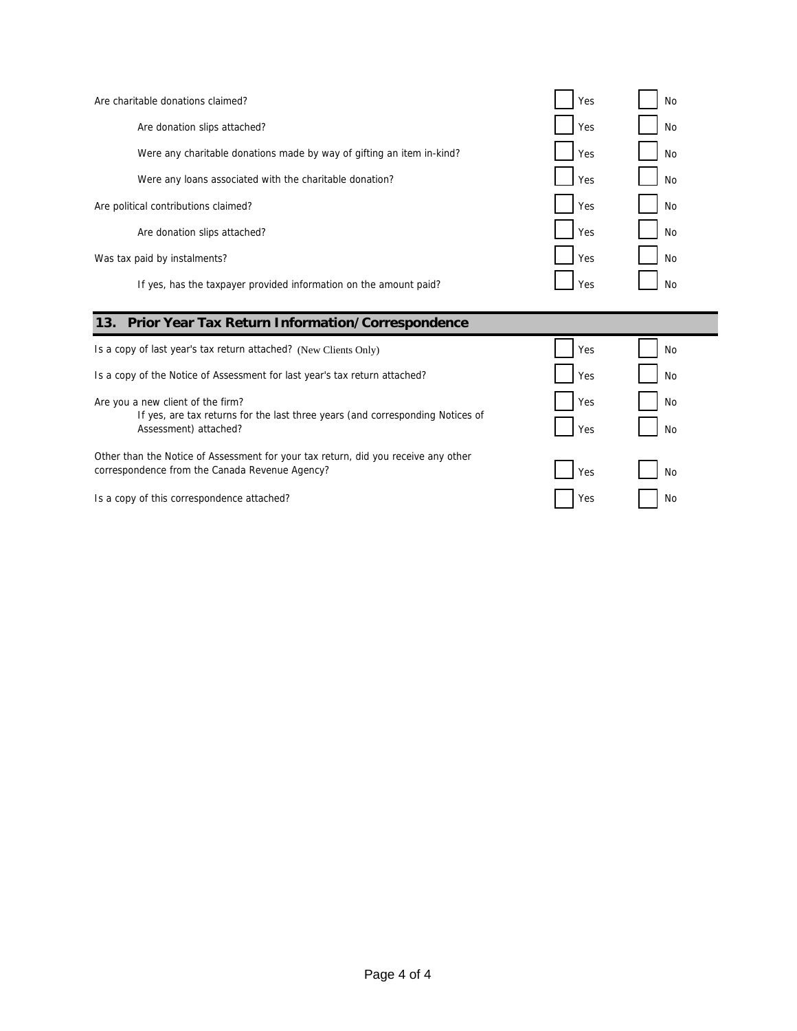| | | |
|---|---|---|
| Are charitable donations claimed? | ☐ Yes | ☐ No |
| Are donation slips attached? | ☐ Yes | ☐ No |
| Were any charitable donations made by way of gifting an item in-kind? | ☐ Yes | ☐ No |
| Were any loans associated with the charitable donation? | ☐ Yes | ☐ No |
| Are political contributions claimed? | ☐ Yes | ☐ No |
| Are donation slips attached? | ☐ Yes | ☐ No |
| Was tax paid by instalments? | ☐ Yes | ☐ No |
| If yes, has the taxpayer provided information on the amount paid? | ☐ Yes | ☐ No |

## 13. Prior Year Tax Return Information/Correspondence

| | | |
|---|---|---|
| Is a copy of last year's tax return attached? (New Clients Only) | ☐ Yes | ☐ No |
| Is a copy of the Notice of Assessment for last year's tax return attached? | ☐ Yes | ☐ No |
| Are you a new client of the firm? | ☐ Yes | ☐ No |
| If yes, are tax returns for the last three years (and corresponding Notices of Assessment) attached? | ☐ Yes | ☐ No |
| Other than the Notice of Assessment for your tax return, did you receive any other correspondence from the Canada Revenue Agency? | ☐ Yes | ☐ No |
| Is a copy of this correspondence attached? | ☐ Yes | ☐ No |